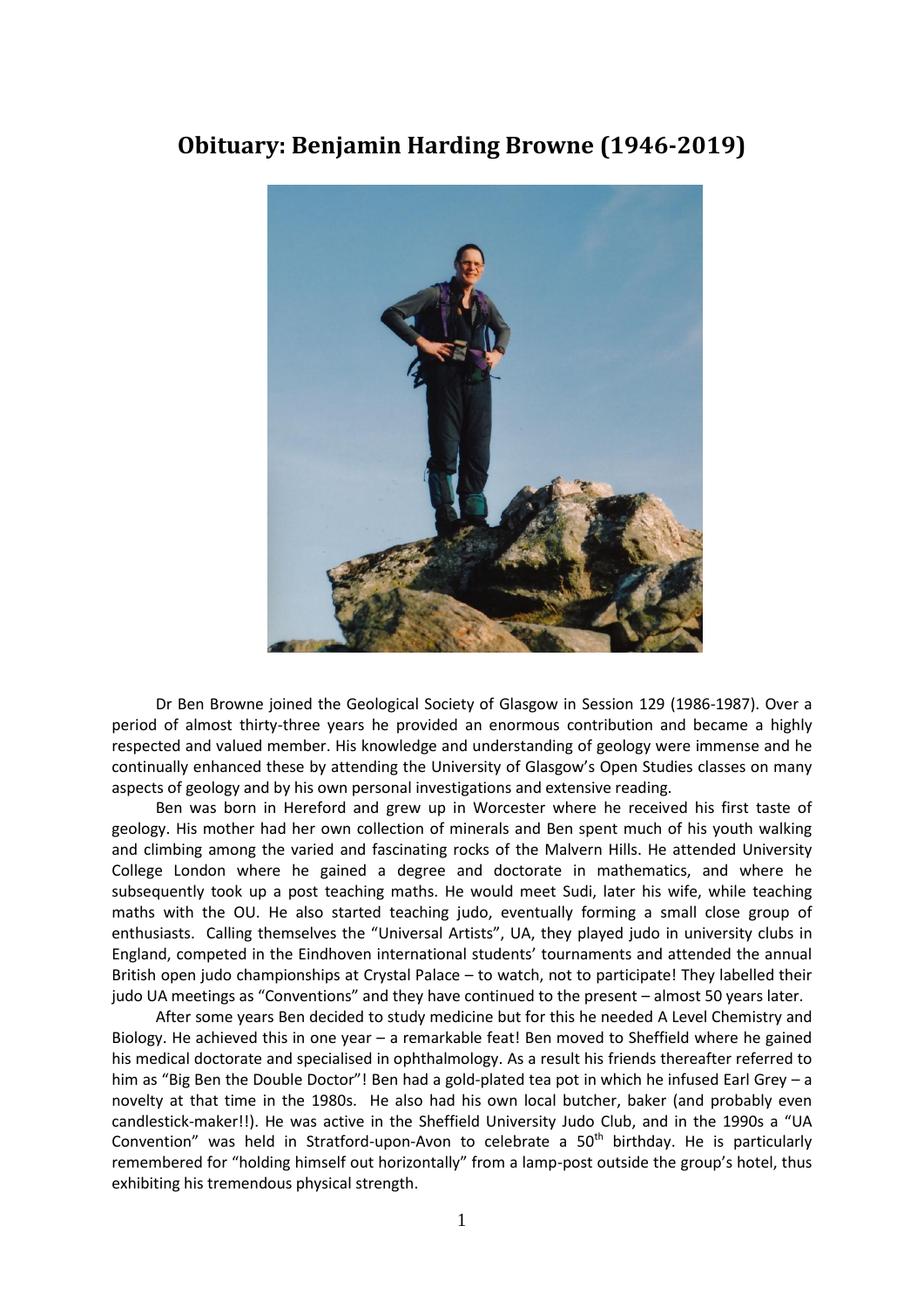# Obituary: Benjamin Harding Browne (1946-2019)

Dr Ben Browne joined the Geological Society of Glasgow in Session 129 (1986-1987). Over a period of almost thirty-three years he provided an enormous contribution and became a highly respected and valued member. His knowledge and understanding of geology were immense and he continually enhanced these by attending the University of Glasgow's Open Studies classes on many aspects of geology and by his own personal investigations and extensive reading.

Ben was born in Hereford and grew up in Worcester where he received his first taste of geology. His mother had her own collection of minerals and Ben spent much of his youth walking and climbing among the varied and fascinating rocks of the Malvern Hills. He attended University College London where he gained a degree and doctorate in mathematics, and where he subsequently took up a post teaching maths. He would meet Sudi, later his wife, while teaching maths with the OU. He also started teaching judo, eventually forming a small close group of enthusiasts. Calling themselves the "Universal Artists", UA, they played judo in university clubs in England, competed in the Eindhoven international students' tournaments and attended the annual British open judo championships at Crystal Palace – to watch, not to participate! They labelled their judo UA meetings as "Conventions" and they have continued to the present – almost 50 years later.

After some years Ben decided to study medicine but for this he needed A Level Chemistry and Biology. He achieved this in one year – a remarkable feat! Ben moved to Sheffield where he gained his medical doctorate and specialised in ophthalmology. As a result his friends thereafter referred to him as "Big Ben the Double Doctor"! Ben had a gold-plated tea pot in which he infused Earl Grey – a novelty at that time in the 1980s. He also had his own local butcher, baker (and probably even candlestick-maker!!). He was active in the Sheffield University Judo Club, and in the 1990s a "UA Convention" was held in Stratford-upon-Avon to celebrate a 50th birthday. He is particularly remembered for "holding himself out horizontally" from a lamp-post outside the group's hotel, thus exhibiting his tremendous physical strength.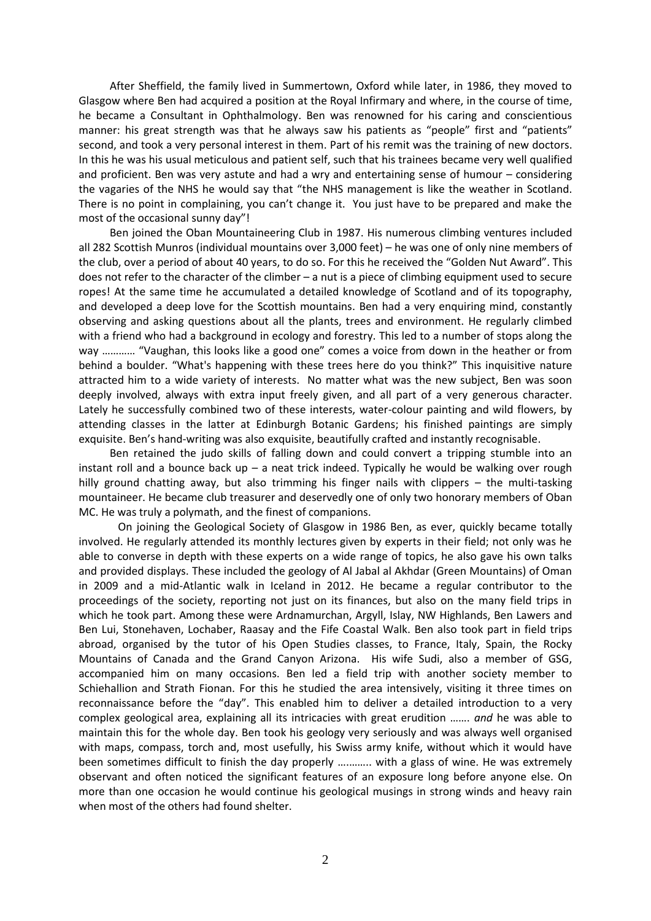After Sheffield, the family lived in Summertown, Oxford while later, in 1986, they moved to Glasgow where Ben had acquired a position at the Royal Infirmary and where, in the course of time, he became a Consultant in Ophthalmology. Ben was renowned for his caring and conscientious manner: his great strength was that he always saw his patients as "people" first and "patients" second, and took a very personal interest in them. Part of his remit was the training of new doctors. In this he was his usual meticulous and patient self, such that his trainees became very well qualified and proficient. Ben was very astute and had a wry and entertaining sense of humour – considering the vagaries of the NHS he would say that "the NHS management is like the weather in Scotland. There is no point in complaining, you can't change it. You just have to be prepared and make the most of the occasional sunny day"!

Ben joined the Oban Mountaineering Club in 1987. His numerous climbing ventures included all 282 Scottish Munros (individual mountains over 3,000 feet) – he was one of only nine members of the club, over a period of about 40 years, to do so. For this he received the "Golden Nut Award". This does not refer to the character of the climber – a nut is a piece of climbing equipment used to secure ropes! At the same time he accumulated a detailed knowledge of Scotland and of its topography, and developed a deep love for the Scottish mountains. Ben had a very enquiring mind, constantly observing and asking questions about all the plants, trees and environment. He regularly climbed with a friend who had a background in ecology and forestry. This led to a number of stops along the way ………… "Vaughan, this looks like a good one" comes a voice from down in the heather or from behind a boulder. "What's happening with these trees here do you think?" This inquisitive nature attracted him to a wide variety of interests. No matter what was the new subject, Ben was soon deeply involved, always with extra input freely given, and all part of a very generous character. Lately he successfully combined two of these interests, water-colour painting and wild flowers, by attending classes in the latter at Edinburgh Botanic Gardens; his finished paintings are simply exquisite. Ben's hand-writing was also exquisite, beautifully crafted and instantly recognisable.

Ben retained the judo skills of falling down and could convert a tripping stumble into an instant roll and a bounce back up – a neat trick indeed. Typically he would be walking over rough hilly ground chatting away, but also trimming his finger nails with clippers – the multi-tasking mountaineer. He became club treasurer and deservedly one of only two honorary members of Oban MC. He was truly a polymath, and the finest of companions.

On joining the Geological Society of Glasgow in 1986 Ben, as ever, quickly became totally involved. He regularly attended its monthly lectures given by experts in their field; not only was he able to converse in depth with these experts on a wide range of topics, he also gave his own talks and provided displays. These included the geology of Al Jabal al Akhdar (Green Mountains) of Oman in 2009 and a mid-Atlantic walk in Iceland in 2012. He became a regular contributor to the proceedings of the society, reporting not just on its finances, but also on the many field trips in which he took part. Among these were Ardnamurchan, Argyll, Islay, NW Highlands, Ben Lawers and Ben Lui, Stonehaven, Lochaber, Raasay and the Fife Coastal Walk. Ben also took part in field trips abroad, organised by the tutor of his Open Studies classes, to France, Italy, Spain, the Rocky Mountains of Canada and the Grand Canyon Arizona. His wife Sudi, also a member of GSG, accompanied him on many occasions. Ben led a field trip with another society member to Schiehallion and Strath Fionan. For this he studied the area intensively, visiting it three times on reconnaissance before the "day". This enabled him to deliver a detailed introduction to a very complex geological area, explaining all its intricacies with great erudition ……. *and* he was able to maintain this for the whole day. Ben took his geology very seriously and was always well organised with maps, compass, torch and, most usefully, his Swiss army knife, without which it would have been sometimes difficult to finish the day properly ……….. with a glass of wine. He was extremely observant and often noticed the significant features of an exposure long before anyone else. On more than one occasion he would continue his geological musings in strong winds and heavy rain when most of the others had found shelter.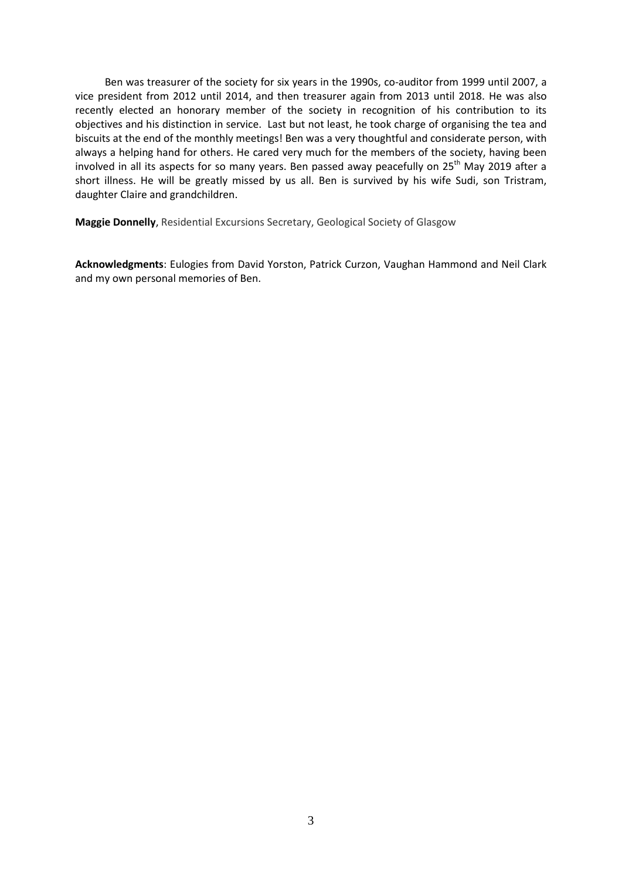Ben was treasurer of the society for six years in the 1990s, co-auditor from 1999 until 2007, a vice president from 2012 until 2014, and then treasurer again from 2013 until 2018. He was also recently elected an honorary member of the society in recognition of his contribution to its objectives and his distinction in service. Last but not least, he took charge of organising the tea and biscuits at the end of the monthly meetings! Ben was a very thoughtful and considerate person, with always a helping hand for others. He cared very much for the members of the society, having been involved in all its aspects for so many years. Ben passed away peacefully on 25th May 2019 after a short illness. He will be greatly missed by us all. Ben is survived by his wife Sudi, son Tristram, daughter Claire and grandchildren.

**Maggie Donnelly**, Residential Excursions Secretary, Geological Society of Glasgow

**Acknowledgments**: Eulogies from David Yorston, Patrick Curzon, Vaughan Hammond and Neil Clark and my own personal memories of Ben.